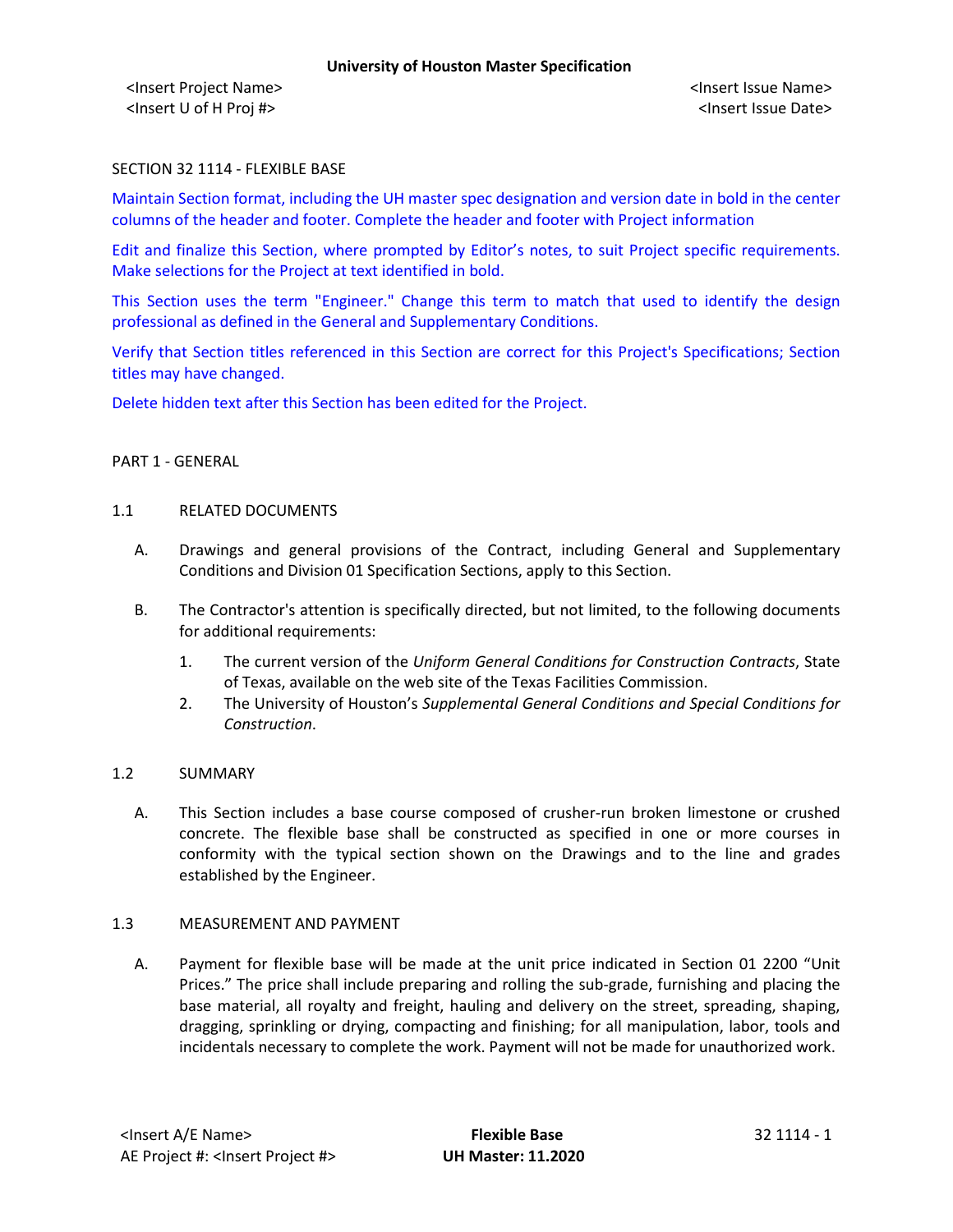SECTION 32 1114 - FLEXIBLE BASE

Maintain Section format, including the UH master spec designation and version date in bold in the center columns of the header and footer. Complete the header and footer with Project information

Edit and finalize this Section, where prompted by Editor's notes, to suit Project specific requirements. Make selections for the Project at text identified in bold.

This Section uses the term "Engineer." Change this term to match that used to identify the design professional as defined in the General and Supplementary Conditions.

Verify that Section titles referenced in this Section are correct for this Project's Specifications; Section titles may have changed.

Delete hidden text after this Section has been edited for the Project.

## PART 1 - GENERAL

### 1.1 RELATED DOCUMENTS

A. Drawings and general provisions of the Contract, including General and Supplementary Conditions and Division 01 Specification Sections, apply to this Section.

B. The Contractor's attention is specifically directed, but not limited, to the following documents for additional requirements:

1. The current version of the *Uniform General Conditions for Construction Contracts*, State of Texas, available on the web site of the Texas Facilities Commission.
2. The University of Houston's *Supplemental General Conditions and Special Conditions for Construction*.

### 1.2 SUMMARY

A. This Section includes a base course composed of crusher-run broken limestone or crushed concrete. The flexible base shall be constructed as specified in one or more courses in conformity with the typical section shown on the Drawings and to the line and grades established by the Engineer.

### 1.3 MEASUREMENT AND PAYMENT

A. Payment for flexible base will be made at the unit price indicated in Section 01 2200 "Unit Prices." The price shall include preparing and rolling the sub-grade, furnishing and placing the base material, all royalty and freight, hauling and delivery on the street, spreading, shaping, dragging, sprinkling or drying, compacting and finishing; for all manipulation, labor, tools and incidentals necessary to complete the work. Payment will not be made for unauthorized work.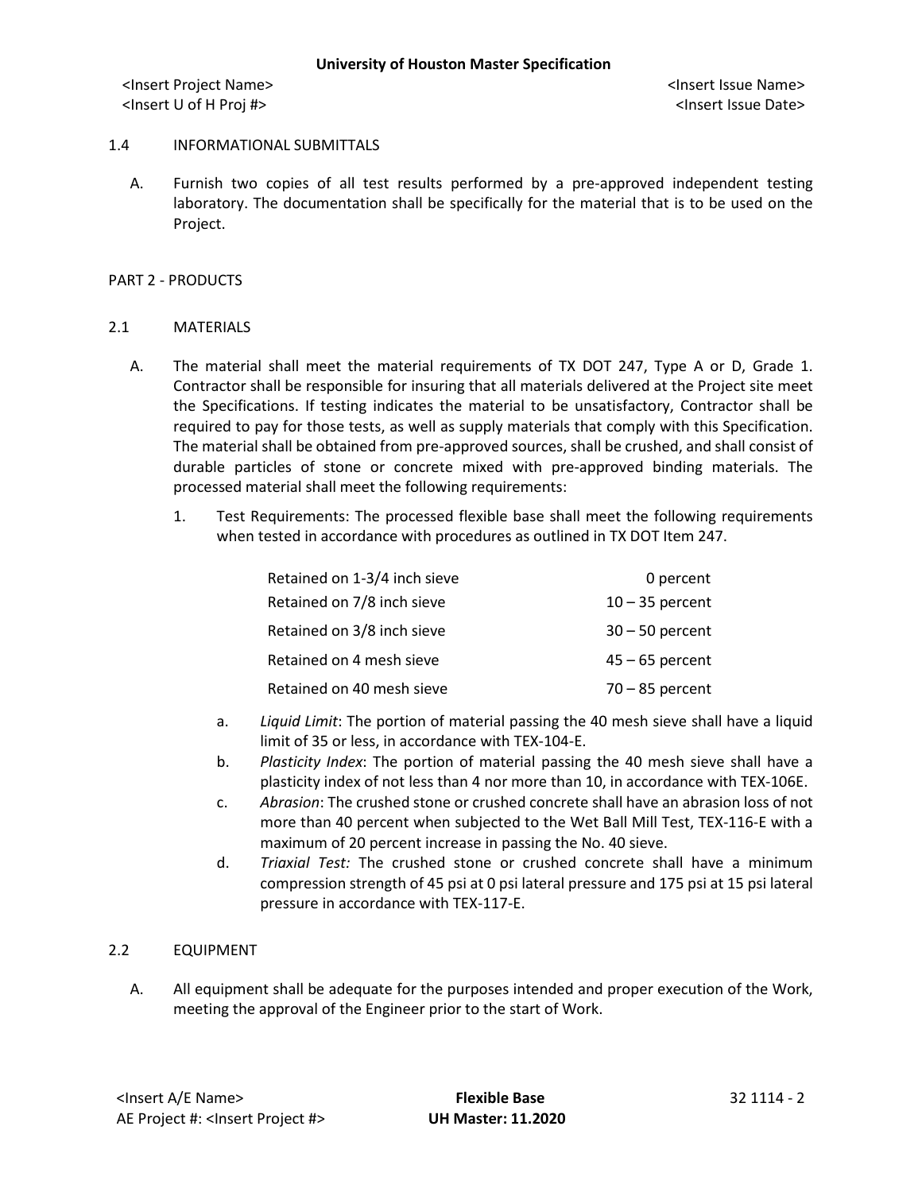## 1.4 INFORMATIONAL SUBMITTALS

A. Furnish two copies of all test results performed by a pre-approved independent testing laboratory. The documentation shall be specifically for the material that is to be used on the Project.

# PART 2 - PRODUCTS

## 2.1 MATERIALS

A. The material shall meet the material requirements of TX DOT 247, Type A or D, Grade 1. Contractor shall be responsible for insuring that all materials delivered at the Project site meet the Specifications. If testing indicates the material to be unsatisfactory, Contractor shall be required to pay for those tests, as well as supply materials that comply with this Specification. The material shall be obtained from pre-approved sources, shall be crushed, and shall consist of durable particles of stone or concrete mixed with pre-approved binding materials. The processed material shall meet the following requirements:

1. Test Requirements: The processed flexible base shall meet the following requirements when tested in accordance with procedures as outlined in TX DOT Item 247.

| | |
|---|---|
| Retained on 1-3/4 inch sieve | 0 percent |
| Retained on 7/8 inch sieve | 10 – 35 percent |
| Retained on 3/8 inch sieve | 30 – 50 percent |
| Retained on 4 mesh sieve | 45 – 65 percent |
| Retained on 40 mesh sieve | 70 – 85 percent |

a. *Liquid Limit*: The portion of material passing the 40 mesh sieve shall have a liquid limit of 35 or less, in accordance with TEX-104-E.

b. *Plasticity Index*: The portion of material passing the 40 mesh sieve shall have a plasticity index of not less than 4 nor more than 10, in accordance with TEX-106E.

c. *Abrasion*: The crushed stone or crushed concrete shall have an abrasion loss of not more than 40 percent when subjected to the Wet Ball Mill Test, TEX-116-E with a maximum of 20 percent increase in passing the No. 40 sieve.

d. *Triaxial Test:* The crushed stone or crushed concrete shall have a minimum compression strength of 45 psi at 0 psi lateral pressure and 175 psi at 15 psi lateral pressure in accordance with TEX-117-E.

## 2.2 EQUIPMENT

A. All equipment shall be adequate for the purposes intended and proper execution of the Work, meeting the approval of the Engineer prior to the start of Work.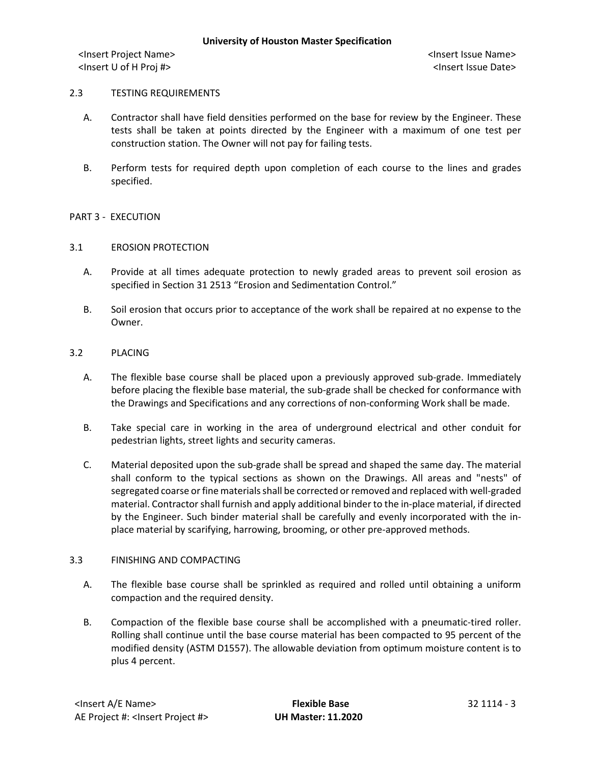### 2.3 TESTING REQUIREMENTS

A. Contractor shall have field densities performed on the base for review by the Engineer. These tests shall be taken at points directed by the Engineer with a maximum of one test per construction station. The Owner will not pay for failing tests.

B. Perform tests for required depth upon completion of each course to the lines and grades specified.

## PART 3 - EXECUTION

### 3.1 EROSION PROTECTION

A. Provide at all times adequate protection to newly graded areas to prevent soil erosion as specified in Section 31 2513 "Erosion and Sedimentation Control."

B. Soil erosion that occurs prior to acceptance of the work shall be repaired at no expense to the Owner.

### 3.2 PLACING

A. The flexible base course shall be placed upon a previously approved sub-grade. Immediately before placing the flexible base material, the sub-grade shall be checked for conformance with the Drawings and Specifications and any corrections of non-conforming Work shall be made.

B. Take special care in working in the area of underground electrical and other conduit for pedestrian lights, street lights and security cameras.

C. Material deposited upon the sub-grade shall be spread and shaped the same day. The material shall conform to the typical sections as shown on the Drawings. All areas and "nests" of segregated coarse or fine materials shall be corrected or removed and replaced with well-graded material. Contractor shall furnish and apply additional binder to the in-place material, if directed by the Engineer. Such binder material shall be carefully and evenly incorporated with the in-place material by scarifying, harrowing, brooming, or other pre-approved methods.

### 3.3 FINISHING AND COMPACTING

A. The flexible base course shall be sprinkled as required and rolled until obtaining a uniform compaction and the required density.

B. Compaction of the flexible base course shall be accomplished with a pneumatic-tired roller. Rolling shall continue until the base course material has been compacted to 95 percent of the modified density (ASTM D1557). The allowable deviation from optimum moisture content is to plus 4 percent.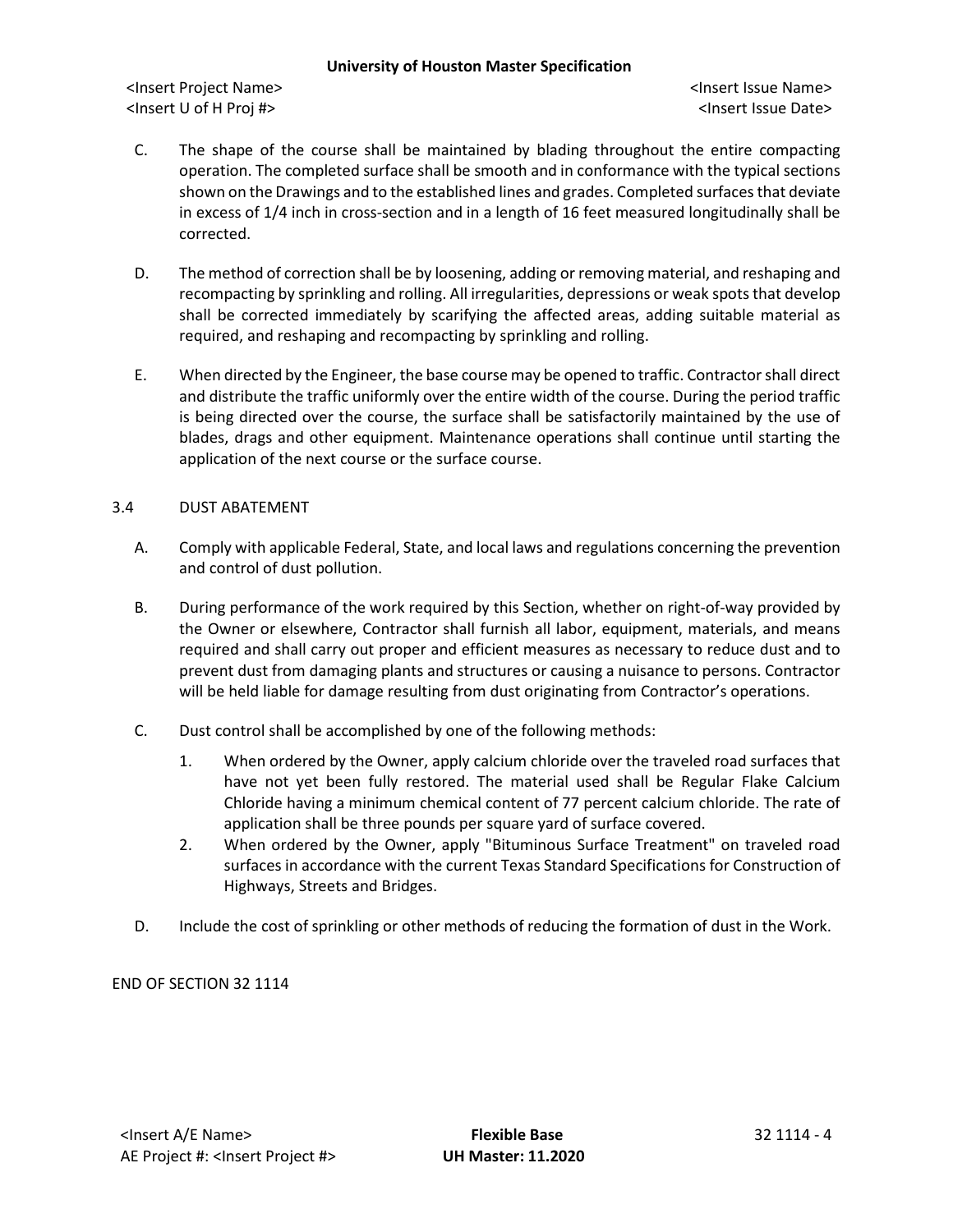C. The shape of the course shall be maintained by blading throughout the entire compacting operation. The completed surface shall be smooth and in conformance with the typical sections shown on the Drawings and to the established lines and grades. Completed surfaces that deviate in excess of 1/4 inch in cross-section and in a length of 16 feet measured longitudinally shall be corrected.

D. The method of correction shall be by loosening, adding or removing material, and reshaping and recompacting by sprinkling and rolling. All irregularities, depressions or weak spots that develop shall be corrected immediately by scarifying the affected areas, adding suitable material as required, and reshaping and recompacting by sprinkling and rolling.

E. When directed by the Engineer, the base course may be opened to traffic. Contractor shall direct and distribute the traffic uniformly over the entire width of the course. During the period traffic is being directed over the course, the surface shall be satisfactorily maintained by the use of blades, drags and other equipment. Maintenance operations shall continue until starting the application of the next course or the surface course.

## 3.4 DUST ABATEMENT

A. Comply with applicable Federal, State, and local laws and regulations concerning the prevention and control of dust pollution.

B. During performance of the work required by this Section, whether on right-of-way provided by the Owner or elsewhere, Contractor shall furnish all labor, equipment, materials, and means required and shall carry out proper and efficient measures as necessary to reduce dust and to prevent dust from damaging plants and structures or causing a nuisance to persons. Contractor will be held liable for damage resulting from dust originating from Contractor's operations.

C. Dust control shall be accomplished by one of the following methods:

1. When ordered by the Owner, apply calcium chloride over the traveled road surfaces that have not yet been fully restored. The material used shall be Regular Flake Calcium Chloride having a minimum chemical content of 77 percent calcium chloride. The rate of application shall be three pounds per square yard of surface covered.
2. When ordered by the Owner, apply "Bituminous Surface Treatment" on traveled road surfaces in accordance with the current Texas Standard Specifications for Construction of Highways, Streets and Bridges.

D. Include the cost of sprinkling or other methods of reducing the formation of dust in the Work.

END OF SECTION 32 1114